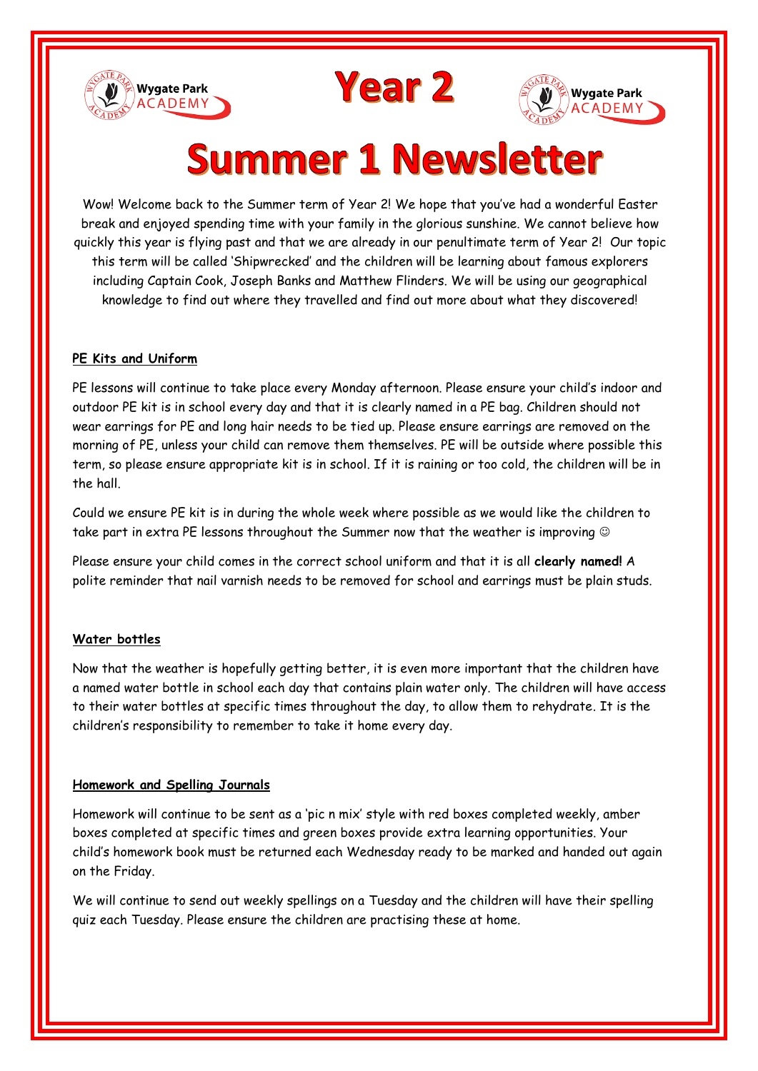# Year 2

# Summer 1 Newsletter

Wow! Welcome back to the Summer term of Year 2! We hope that you've had a wonderful Easter break and enjoyed spending time with your family in the glorious sunshine. We cannot believe how quickly this year is flying past and that we are already in our penultimate term of Year 2! Our topic this term will be called 'Shipwrecked' and the children will be learning about famous explorers including Captain Cook, Joseph Banks and Matthew Flinders. We will be using our geographical knowledge to find out where they travelled and find out more about what they discovered!

## PE Kits and Uniform

PE lessons will continue to take place every Monday afternoon. Please ensure your child's indoor and outdoor PE kit is in school every day and that it is clearly named in a PE bag. Children should not wear earrings for PE and long hair needs to be tied up. Please ensure earrings are removed on the morning of PE, unless your child can remove them themselves. PE will be outside where possible this term, so please ensure appropriate kit is in school. If it is raining or too cold, the children will be in the hall.

Could we ensure PE kit is in during the whole week where possible as we would like the children to take part in extra PE lessons throughout the Summer now that the weather is improving ☺

Please ensure your child comes in the correct school uniform and that it is all **clearly named!** A polite reminder that nail varnish needs to be removed for school and earrings must be plain studs.

## Water bottles

Now that the weather is hopefully getting better, it is even more important that the children have a named water bottle in school each day that contains plain water only. The children will have access to their water bottles at specific times throughout the day, to allow them to rehydrate. It is the children's responsibility to remember to take it home every day.

## Homework and Spelling Journals

Homework will continue to be sent as a 'pic n mix' style with red boxes completed weekly, amber boxes completed at specific times and green boxes provide extra learning opportunities. Your child's homework book must be returned each Wednesday ready to be marked and handed out again on the Friday.

We will continue to send out weekly spellings on a Tuesday and the children will have their spelling quiz each Tuesday. Please ensure the children are practising these at home.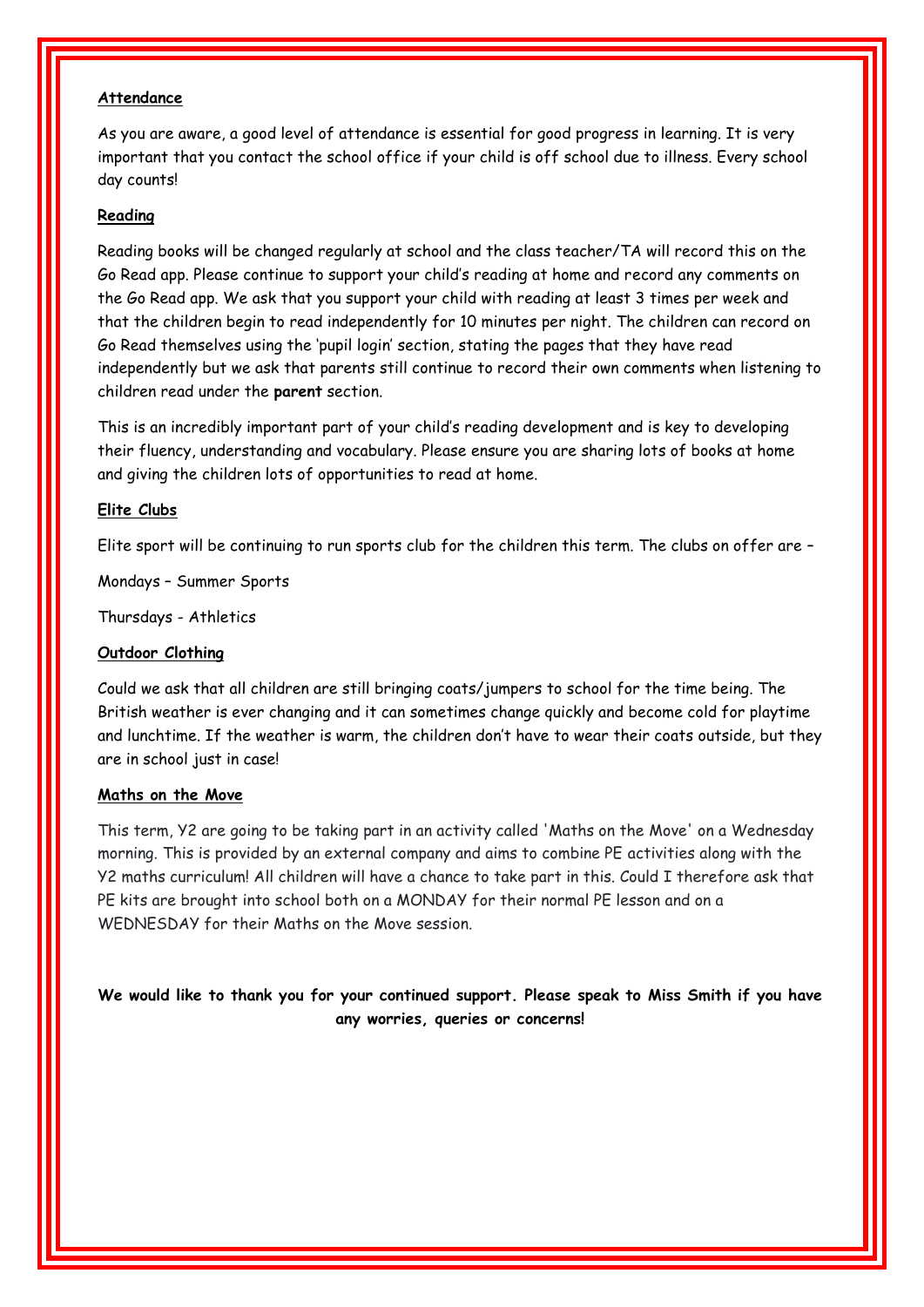## Attendance

As you are aware, a good level of attendance is essential for good progress in learning. It is very important that you contact the school office if your child is off school due to illness. Every school day counts!

## Reading

Reading books will be changed regularly at school and the class teacher/TA will record this on the Go Read app. Please continue to support your child's reading at home and record any comments on the Go Read app. We ask that you support your child with reading at least 3 times per week and that the children begin to read independently for 10 minutes per night. The children can record on Go Read themselves using the 'pupil login' section, stating the pages that they have read independently but we ask that parents still continue to record their own comments when listening to children read under the **parent** section.

This is an incredibly important part of your child's reading development and is key to developing their fluency, understanding and vocabulary. Please ensure you are sharing lots of books at home and giving the children lots of opportunities to read at home.

## Elite Clubs

Elite sport will be continuing to run sports club for the children this term. The clubs on offer are –

Mondays – Summer Sports

Thursdays - Athletics

## Outdoor Clothing

Could we ask that all children are still bringing coats/jumpers to school for the time being. The British weather is ever changing and it can sometimes change quickly and become cold for playtime and lunchtime. If the weather is warm, the children don't have to wear their coats outside, but they are in school just in case!

## Maths on the Move

This term, Y2 are going to be taking part in an activity called 'Maths on the Move' on a Wednesday morning. This is provided by an external company and aims to combine PE activities along with the Y2 maths curriculum! All children will have a chance to take part in this. Could I therefore ask that PE kits are brought into school both on a MONDAY for their normal PE lesson and on a WEDNESDAY for their Maths on the Move session.

**We would like to thank you for your continued support. Please speak to Miss Smith if you have any worries, queries or concerns!**